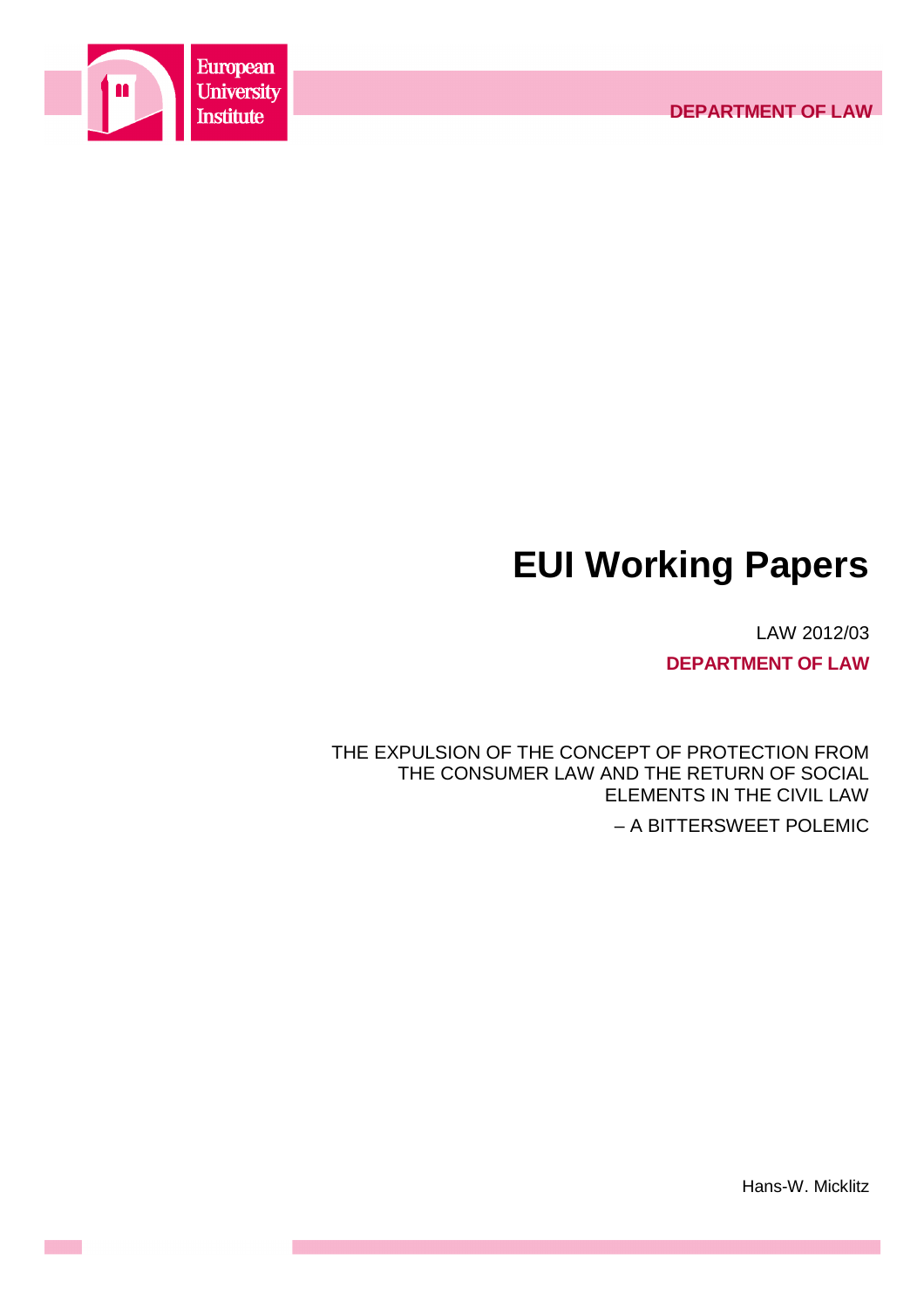European University Institute

DEPARTMENT OF LAW

# EUI Working Papers

LAW 2012/03

**DEPARTMENT OF LAW**

THE EXPULSION OF THE CONCEPT OF PROTECTION FROM THE CONSUMER LAW AND THE RETURN OF SOCIAL ELEMENTS IN THE CIVIL LAW

– A BITTERSWEET POLEMIC

Hans-W. Micklitz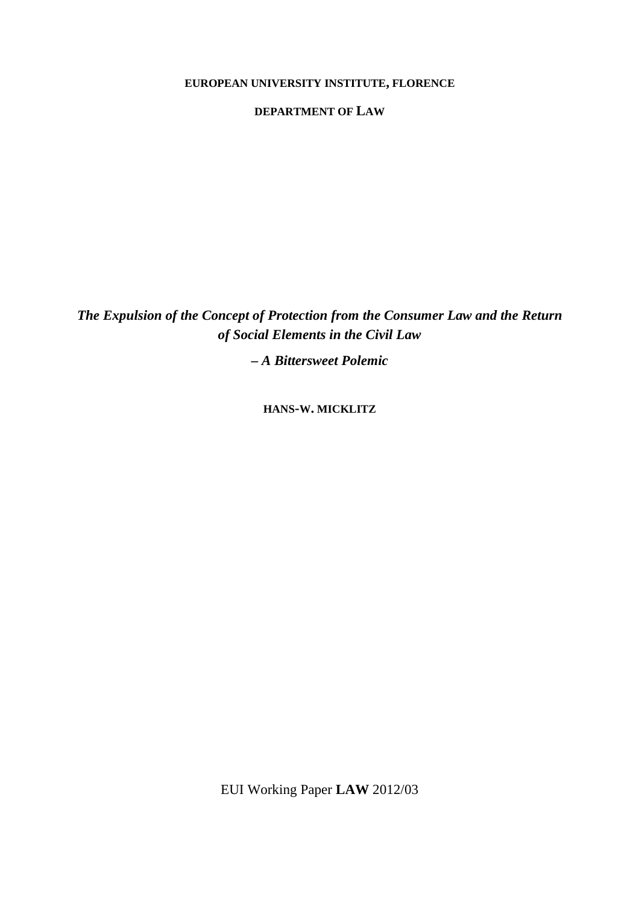**EUROPEAN UNIVERSITY INSTITUTE, FLORENCE**

**DEPARTMENT OF LAW**

***The Expulsion of the Concept of Protection from the Consumer Law and the Return of Social Elements in the Civil Law***

***– A Bittersweet Polemic***

**HANS-W. MICKLITZ**

EUI Working Paper **LAW** 2012/03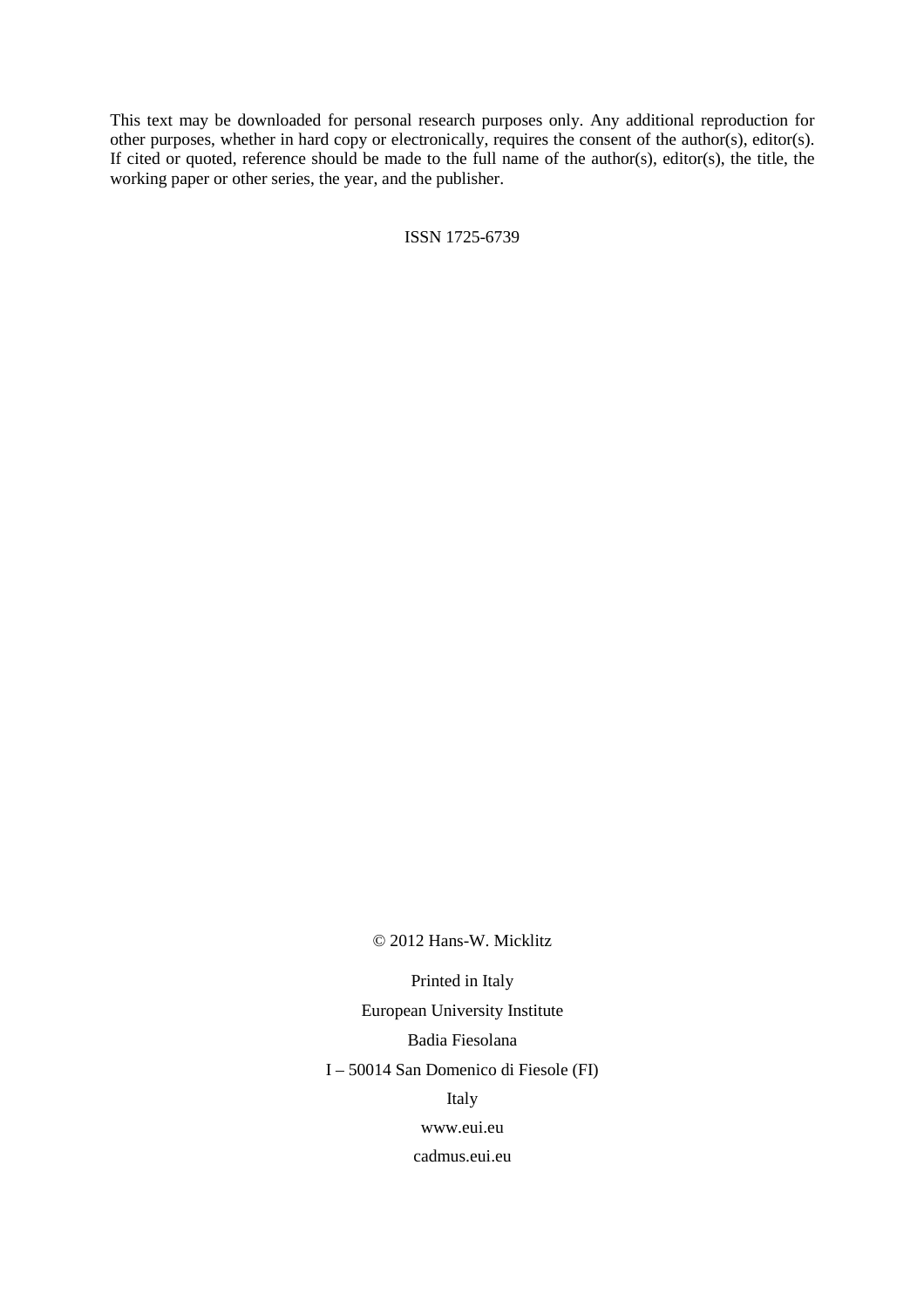This text may be downloaded for personal research purposes only. Any additional reproduction for other purposes, whether in hard copy or electronically, requires the consent of the author(s), editor(s). If cited or quoted, reference should be made to the full name of the author(s), editor(s), the title, the working paper or other series, the year, and the publisher.

ISSN 1725-6739

© 2012 Hans-W. Micklitz

Printed in Italy

European University Institute

Badia Fiesolana

I – 50014 San Domenico di Fiesole (FI)

Italy

www.eui.eu

cadmus.eui.eu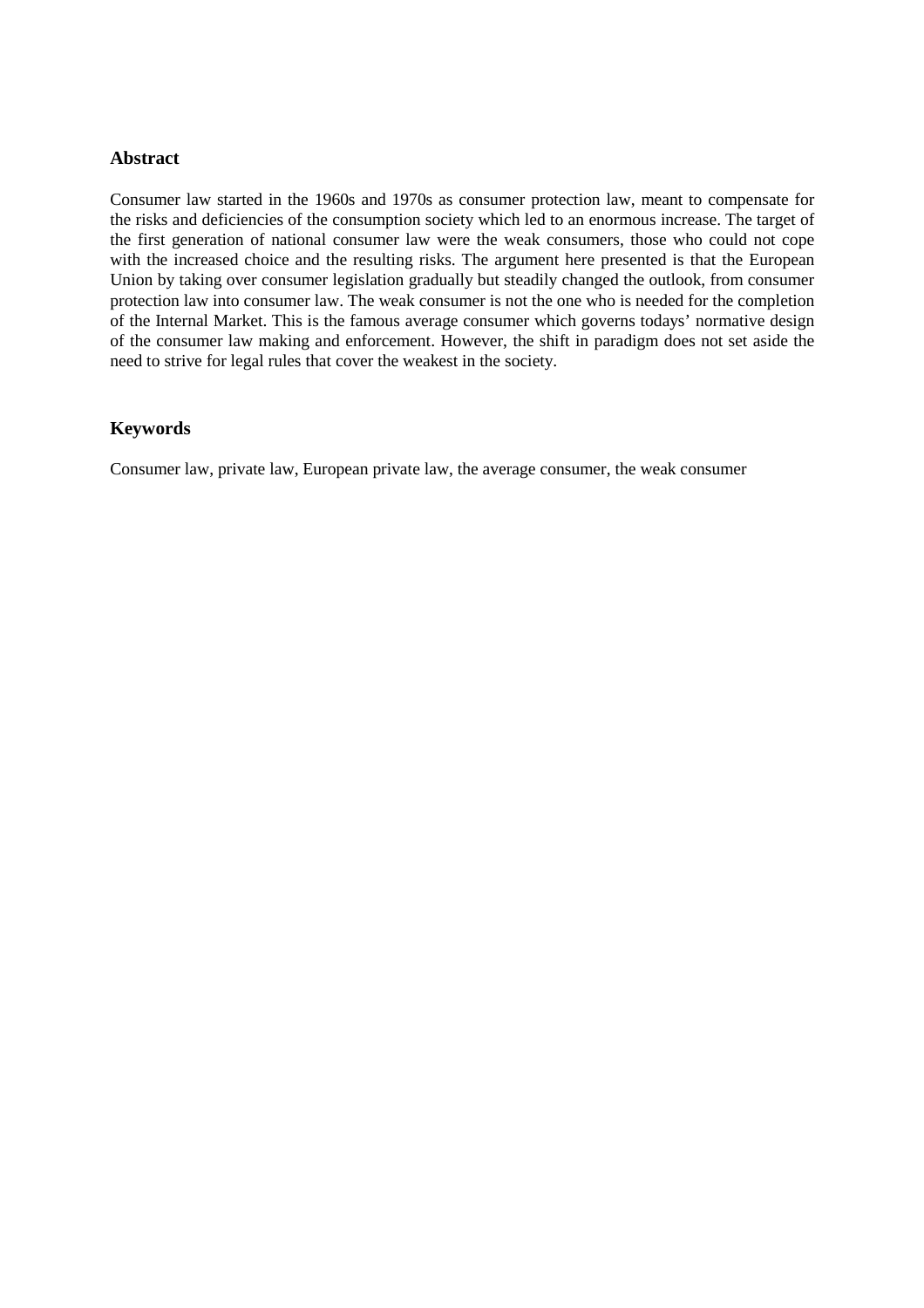## Abstract

Consumer law started in the 1960s and 1970s as consumer protection law, meant to compensate for the risks and deficiencies of the consumption society which led to an enormous increase. The target of the first generation of national consumer law were the weak consumers, those who could not cope with the increased choice and the resulting risks. The argument here presented is that the European Union by taking over consumer legislation gradually but steadily changed the outlook, from consumer protection law into consumer law. The weak consumer is not the one who is needed for the completion of the Internal Market. This is the famous average consumer which governs todays' normative design of the consumer law making and enforcement. However, the shift in paradigm does not set aside the need to strive for legal rules that cover the weakest in the society.

## Keywords

Consumer law, private law, European private law, the average consumer, the weak consumer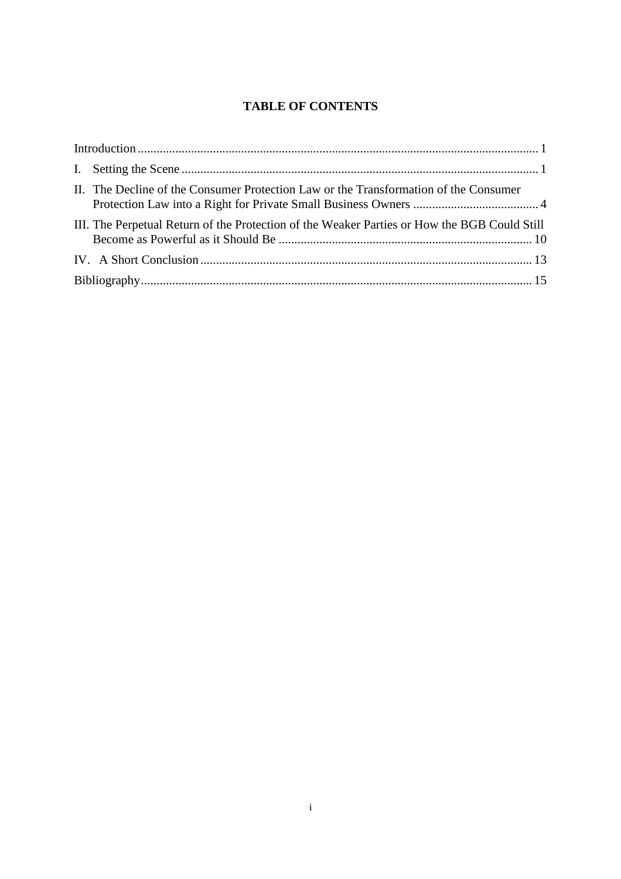# TABLE OF CONTENTS

- Introduction ........ 1
- I. Setting the Scene ........ 1
- II. The Decline of the Consumer Protection Law or the Transformation of the Consumer Protection Law into a Right for Private Small Business Owners ........ 4
- III. The Perpetual Return of the Protection of the Weaker Parties or How the BGB Could Still Become as Powerful as it Should Be ........ 10
- IV. A Short Conclusion ........ 13
- Bibliography ........ 15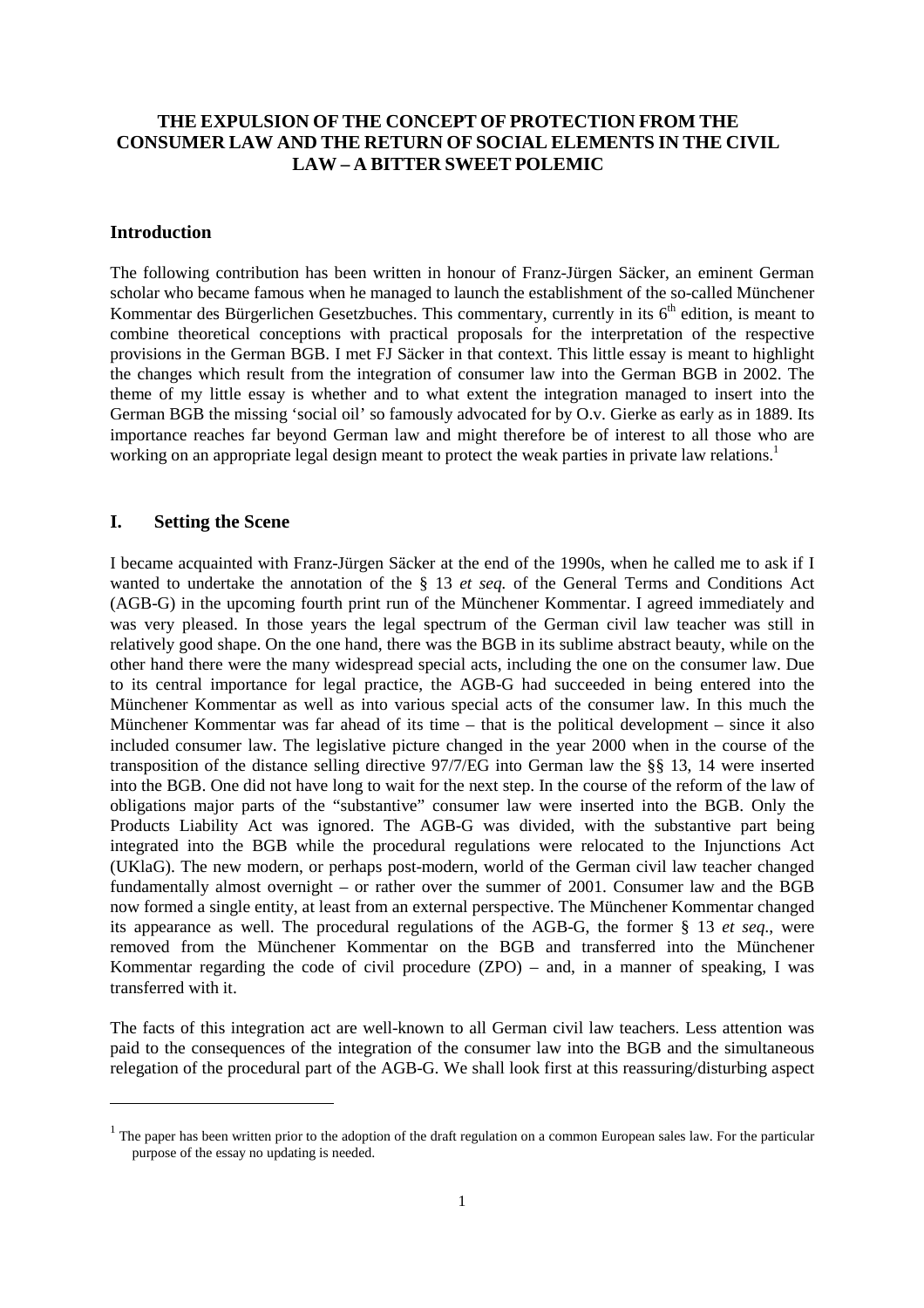# THE EXPULSION OF THE CONCEPT OF PROTECTION FROM THE CONSUMER LAW AND THE RETURN OF SOCIAL ELEMENTS IN THE CIVIL LAW – A BITTER SWEET POLEMIC

## Introduction

The following contribution has been written in honour of Franz-Jürgen Säcker, an eminent German scholar who became famous when he managed to launch the establishment of the so-called Münchener Kommentar des Bürgerlichen Gesetzbuches. This commentary, currently in its 6th edition, is meant to combine theoretical conceptions with practical proposals for the interpretation of the respective provisions in the German BGB. I met FJ Säcker in that context. This little essay is meant to highlight the changes which result from the integration of consumer law into the German BGB in 2002. The theme of my little essay is whether and to what extent the integration managed to insert into the German BGB the missing 'social oil' so famously advocated for by O.v. Gierke as early as in 1889. Its importance reaches far beyond German law and might therefore be of interest to all those who are working on an appropriate legal design meant to protect the weak parties in private law relations.[1]

## I. Setting the Scene

I became acquainted with Franz-Jürgen Säcker at the end of the 1990s, when he called me to ask if I wanted to undertake the annotation of the § 13 *et seq.* of the General Terms and Conditions Act (AGB-G) in the upcoming fourth print run of the Münchener Kommentar. I agreed immediately and was very pleased. In those years the legal spectrum of the German civil law teacher was still in relatively good shape. On the one hand, there was the BGB in its sublime abstract beauty, while on the other hand there were the many widespread special acts, including the one on the consumer law. Due to its central importance for legal practice, the AGB-G had succeeded in being entered into the Münchener Kommentar as well as into various special acts of the consumer law. In this much the Münchener Kommentar was far ahead of its time – that is the political development – since it also included consumer law. The legislative picture changed in the year 2000 when in the course of the transposition of the distance selling directive 97/7/EG into German law the §§ 13, 14 were inserted into the BGB. One did not have long to wait for the next step. In the course of the reform of the law of obligations major parts of the "substantive" consumer law were inserted into the BGB. Only the Products Liability Act was ignored. The AGB-G was divided, with the substantive part being integrated into the BGB while the procedural regulations were relocated to the Injunctions Act (UKlaG). The new modern, or perhaps post-modern, world of the German civil law teacher changed fundamentally almost overnight – or rather over the summer of 2001. Consumer law and the BGB now formed a single entity, at least from an external perspective. The Münchener Kommentar changed its appearance as well. The procedural regulations of the AGB-G, the former § 13 *et seq*., were removed from the Münchener Kommentar on the BGB and transferred into the Münchener Kommentar regarding the code of civil procedure (ZPO) – and, in a manner of speaking, I was transferred with it.

The facts of this integration act are well-known to all German civil law teachers. Less attention was paid to the consequences of the integration of the consumer law into the BGB and the simultaneous relegation of the procedural part of the AGB-G. We shall look first at this reassuring/disturbing aspect

[1] The paper has been written prior to the adoption of the draft regulation on a common European sales law. For the particular purpose of the essay no updating is needed.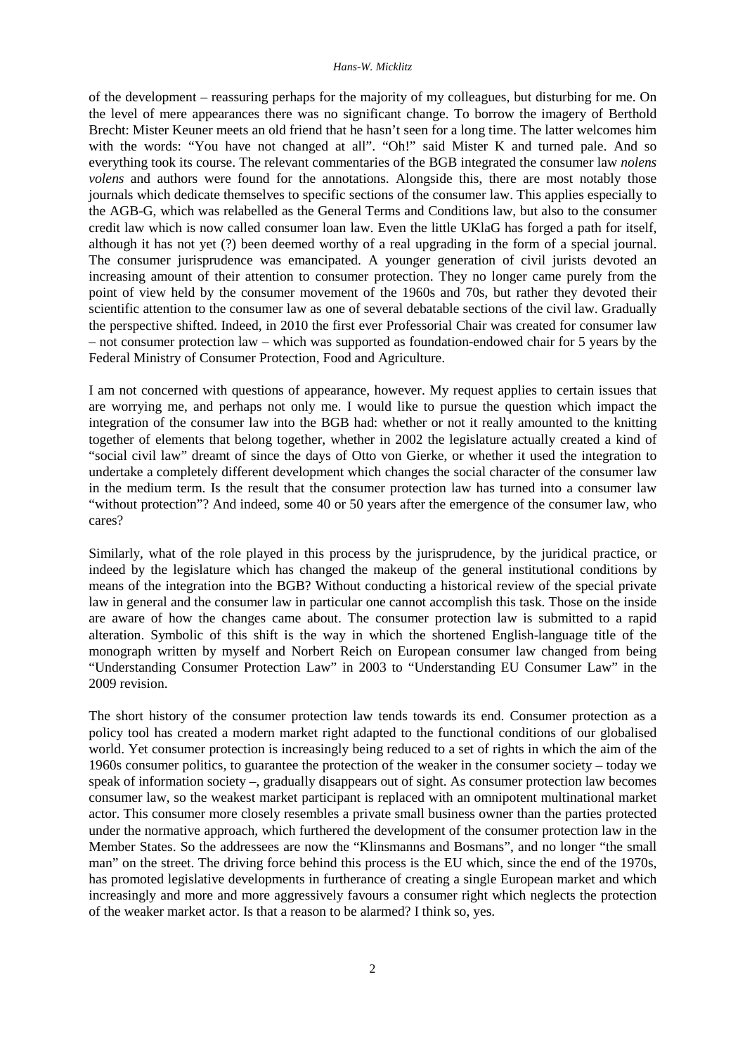of the development – reassuring perhaps for the majority of my colleagues, but disturbing for me. On the level of mere appearances there was no significant change. To borrow the imagery of Berthold Brecht: Mister Keuner meets an old friend that he hasn't seen for a long time. The latter welcomes him with the words: "You have not changed at all". "Oh!" said Mister K and turned pale. And so everything took its course. The relevant commentaries of the BGB integrated the consumer law *nolens volens* and authors were found for the annotations. Alongside this, there are most notably those journals which dedicate themselves to specific sections of the consumer law. This applies especially to the AGB-G, which was relabelled as the General Terms and Conditions law, but also to the consumer credit law which is now called consumer loan law. Even the little UKlaG has forged a path for itself, although it has not yet (?) been deemed worthy of a real upgrading in the form of a special journal. The consumer jurisprudence was emancipated. A younger generation of civil jurists devoted an increasing amount of their attention to consumer protection. They no longer came purely from the point of view held by the consumer movement of the 1960s and 70s, but rather they devoted their scientific attention to the consumer law as one of several debatable sections of the civil law. Gradually the perspective shifted. Indeed, in 2010 the first ever Professorial Chair was created for consumer law – not consumer protection law – which was supported as foundation-endowed chair for 5 years by the Federal Ministry of Consumer Protection, Food and Agriculture.

I am not concerned with questions of appearance, however. My request applies to certain issues that are worrying me, and perhaps not only me. I would like to pursue the question which impact the integration of the consumer law into the BGB had: whether or not it really amounted to the knitting together of elements that belong together, whether in 2002 the legislature actually created a kind of "social civil law" dreamt of since the days of Otto von Gierke, or whether it used the integration to undertake a completely different development which changes the social character of the consumer law in the medium term. Is the result that the consumer protection law has turned into a consumer law "without protection"? And indeed, some 40 or 50 years after the emergence of the consumer law, who cares?

Similarly, what of the role played in this process by the jurisprudence, by the juridical practice, or indeed by the legislature which has changed the makeup of the general institutional conditions by means of the integration into the BGB? Without conducting a historical review of the special private law in general and the consumer law in particular one cannot accomplish this task. Those on the inside are aware of how the changes came about. The consumer protection law is submitted to a rapid alteration. Symbolic of this shift is the way in which the shortened English-language title of the monograph written by myself and Norbert Reich on European consumer law changed from being "Understanding Consumer Protection Law" in 2003 to "Understanding EU Consumer Law" in the 2009 revision.

The short history of the consumer protection law tends towards its end. Consumer protection as a policy tool has created a modern market right adapted to the functional conditions of our globalised world. Yet consumer protection is increasingly being reduced to a set of rights in which the aim of the 1960s consumer politics, to guarantee the protection of the weaker in the consumer society – today we speak of information society –, gradually disappears out of sight. As consumer protection law becomes consumer law, so the weakest market participant is replaced with an omnipotent multinational market actor. This consumer more closely resembles a private small business owner than the parties protected under the normative approach, which furthered the development of the consumer protection law in the Member States. So the addressees are now the "Klinsmanns and Bosmans", and no longer "the small man" on the street. The driving force behind this process is the EU which, since the end of the 1970s, has promoted legislative developments in furtherance of creating a single European market and which increasingly and more and more aggressively favours a consumer right which neglects the protection of the weaker market actor. Is that a reason to be alarmed? I think so, yes.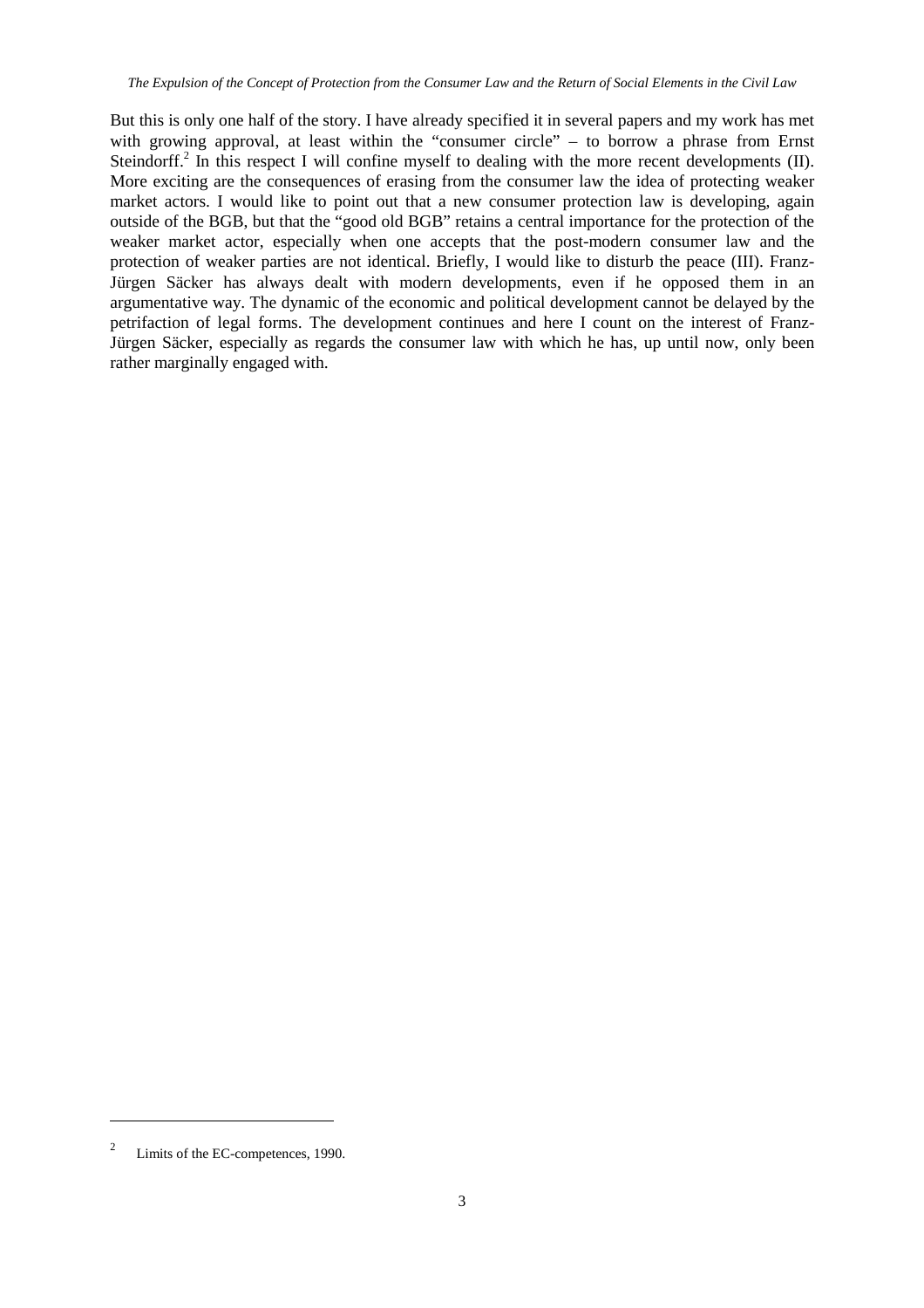But this is only one half of the story. I have already specified it in several papers and my work has met with growing approval, at least within the "consumer circle" – to borrow a phrase from Ernst Steindorff.[2] In this respect I will confine myself to dealing with the more recent developments (II). More exciting are the consequences of erasing from the consumer law the idea of protecting weaker market actors. I would like to point out that a new consumer protection law is developing, again outside of the BGB, but that the "good old BGB" retains a central importance for the protection of the weaker market actor, especially when one accepts that the post-modern consumer law and the protection of weaker parties are not identical. Briefly, I would like to disturb the peace (III). Franz-Jürgen Säcker has always dealt with modern developments, even if he opposed them in an argumentative way. The dynamic of the economic and political development cannot be delayed by the petrifaction of legal forms. The development continues and here I count on the interest of Franz-Jürgen Säcker, especially as regards the consumer law with which he has, up until now, only been rather marginally engaged with.

---

[2] Limits of the EC-competences, 1990.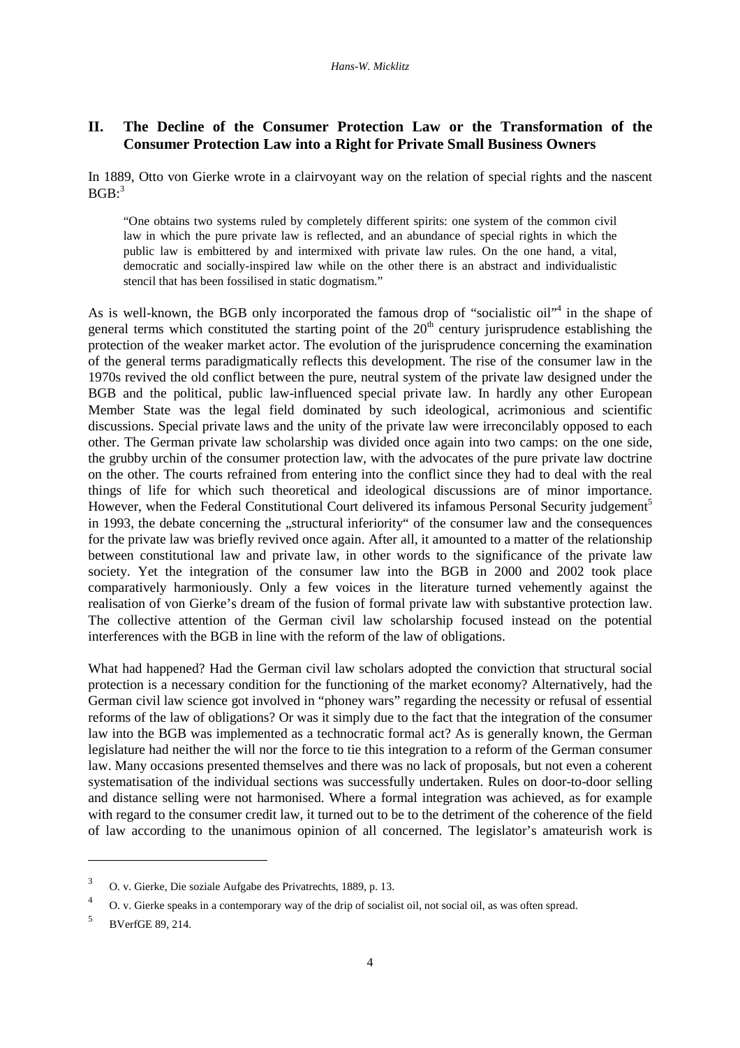## II. The Decline of the Consumer Protection Law or the Transformation of the Consumer Protection Law into a Right for Private Small Business Owners

In 1889, Otto von Gierke wrote in a clairvoyant way on the relation of special rights and the nascent BGB:[3]

> "One obtains two systems ruled by completely different spirits: one system of the common civil law in which the pure private law is reflected, and an abundance of special rights in which the public law is embittered by and intermixed with private law rules. On the one hand, a vital, democratic and socially-inspired law while on the other there is an abstract and individualistic stencil that has been fossilised in static dogmatism."

As is well-known, the BGB only incorporated the famous drop of "socialistic oil"[4] in the shape of general terms which constituted the starting point of the 20th century jurisprudence establishing the protection of the weaker market actor. The evolution of the jurisprudence concerning the examination of the general terms paradigmatically reflects this development. The rise of the consumer law in the 1970s revived the old conflict between the pure, neutral system of the private law designed under the BGB and the political, public law-influenced special private law. In hardly any other European Member State was the legal field dominated by such ideological, acrimonious and scientific discussions. Special private laws and the unity of the private law were irreconcilably opposed to each other. The German private law scholarship was divided once again into two camps: on the one side, the grubby urchin of the consumer protection law, with the advocates of the pure private law doctrine on the other. The courts refrained from entering into the conflict since they had to deal with the real things of life for which such theoretical and ideological discussions are of minor importance. However, when the Federal Constitutional Court delivered its infamous Personal Security judgement[5] in 1993, the debate concerning the „structural inferiority" of the consumer law and the consequences for the private law was briefly revived once again. After all, it amounted to a matter of the relationship between constitutional law and private law, in other words to the significance of the private law society. Yet the integration of the consumer law into the BGB in 2000 and 2002 took place comparatively harmoniously. Only a few voices in the literature turned vehemently against the realisation of von Gierke's dream of the fusion of formal private law with substantive protection law. The collective attention of the German civil law scholarship focused instead on the potential interferences with the BGB in line with the reform of the law of obligations.

What had happened? Had the German civil law scholars adopted the conviction that structural social protection is a necessary condition for the functioning of the market economy? Alternatively, had the German civil law science got involved in "phoney wars" regarding the necessity or refusal of essential reforms of the law of obligations? Or was it simply due to the fact that the integration of the consumer law into the BGB was implemented as a technocratic formal act? As is generally known, the German legislature had neither the will nor the force to tie this integration to a reform of the German consumer law. Many occasions presented themselves and there was no lack of proposals, but not even a coherent systematisation of the individual sections was successfully undertaken. Rules on door-to-door selling and distance selling were not harmonised. Where a formal integration was achieved, as for example with regard to the consumer credit law, it turned out to be to the detriment of the coherence of the field of law according to the unanimous opinion of all concerned. The legislator's amateurish work is

---

[3] O. v. Gierke, Die soziale Aufgabe des Privatrechts, 1889, p. 13.

[4] O. v. Gierke speaks in a contemporary way of the drip of socialist oil, not social oil, as was often spread.

[5] BVerfGE 89, 214.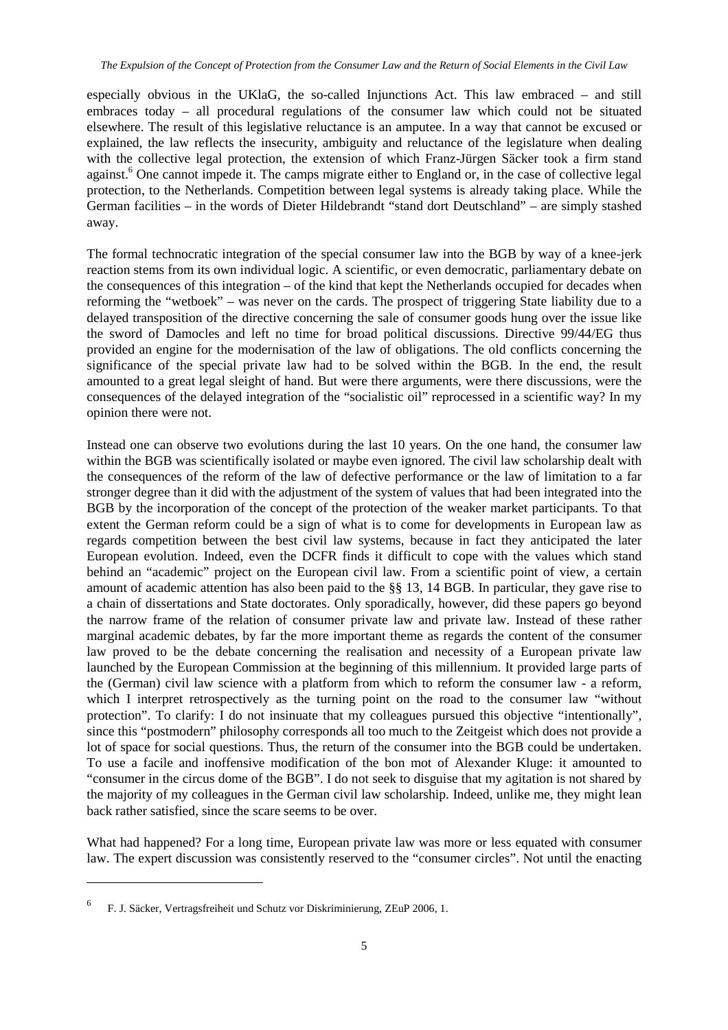especially obvious in the UKlaG, the so-called Injunctions Act. This law embraced – and still embraces today – all procedural regulations of the consumer law which could not be situated elsewhere. The result of this legislative reluctance is an amputee. In a way that cannot be excused or explained, the law reflects the insecurity, ambiguity and reluctance of the legislature when dealing with the collective legal protection, the extension of which Franz-Jürgen Säcker took a firm stand against.[6] One cannot impede it. The camps migrate either to England or, in the case of collective legal protection, to the Netherlands. Competition between legal systems is already taking place. While the German facilities – in the words of Dieter Hildebrandt "stand dort Deutschland" – are simply stashed away.

The formal technocratic integration of the special consumer law into the BGB by way of a knee-jerk reaction stems from its own individual logic. A scientific, or even democratic, parliamentary debate on the consequences of this integration – of the kind that kept the Netherlands occupied for decades when reforming the "wetboek" – was never on the cards. The prospect of triggering State liability due to a delayed transposition of the directive concerning the sale of consumer goods hung over the issue like the sword of Damocles and left no time for broad political discussions. Directive 99/44/EG thus provided an engine for the modernisation of the law of obligations. The old conflicts concerning the significance of the special private law had to be solved within the BGB. In the end, the result amounted to a great legal sleight of hand. But were there arguments, were there discussions, were the consequences of the delayed integration of the "socialistic oil" reprocessed in a scientific way? In my opinion there were not.

Instead one can observe two evolutions during the last 10 years. On the one hand, the consumer law within the BGB was scientifically isolated or maybe even ignored. The civil law scholarship dealt with the consequences of the reform of the law of defective performance or the law of limitation to a far stronger degree than it did with the adjustment of the system of values that had been integrated into the BGB by the incorporation of the concept of the protection of the weaker market participants. To that extent the German reform could be a sign of what is to come for developments in European law as regards competition between the best civil law systems, because in fact they anticipated the later European evolution. Indeed, even the DCFR finds it difficult to cope with the values which stand behind an "academic" project on the European civil law. From a scientific point of view, a certain amount of academic attention has also been paid to the §§ 13, 14 BGB. In particular, they gave rise to a chain of dissertations and State doctorates. Only sporadically, however, did these papers go beyond the narrow frame of the relation of consumer private law and private law. Instead of these rather marginal academic debates, by far the more important theme as regards the content of the consumer law proved to be the debate concerning the realisation and necessity of a European private law launched by the European Commission at the beginning of this millennium. It provided large parts of the (German) civil law science with a platform from which to reform the consumer law - a reform, which I interpret retrospectively as the turning point on the road to the consumer law "without protection". To clarify: I do not insinuate that my colleagues pursued this objective "intentionally", since this "postmodern" philosophy corresponds all too much to the Zeitgeist which does not provide a lot of space for social questions. Thus, the return of the consumer into the BGB could be undertaken. To use a facile and inoffensive modification of the bon mot of Alexander Kluge: it amounted to "consumer in the circus dome of the BGB". I do not seek to disguise that my agitation is not shared by the majority of my colleagues in the German civil law scholarship. Indeed, unlike me, they might lean back rather satisfied, since the scare seems to be over.

What had happened? For a long time, European private law was more or less equated with consumer law. The expert discussion was consistently reserved to the "consumer circles". Not until the enacting

[6] F. J. Säcker, Vertragsfreiheit und Schutz vor Diskriminierung, ZEuP 2006, 1.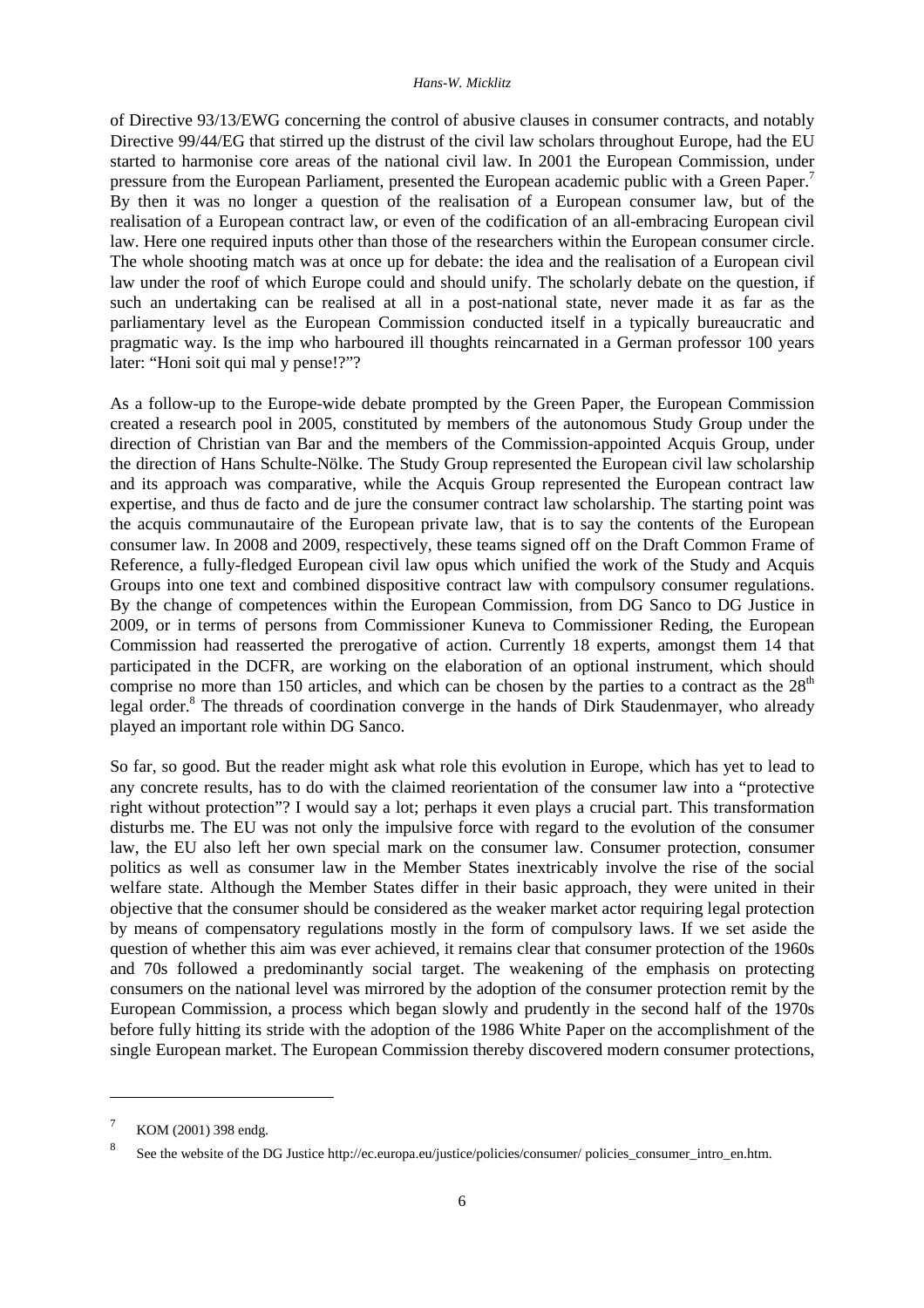of Directive 93/13/EWG concerning the control of abusive clauses in consumer contracts, and notably Directive 99/44/EG that stirred up the distrust of the civil law scholars throughout Europe, had the EU started to harmonise core areas of the national civil law. In 2001 the European Commission, under pressure from the European Parliament, presented the European academic public with a Green Paper.[7] By then it was no longer a question of the realisation of a European consumer law, but of the realisation of a European contract law, or even of the codification of an all-embracing European civil law. Here one required inputs other than those of the researchers within the European consumer circle. The whole shooting match was at once up for debate: the idea and the realisation of a European civil law under the roof of which Europe could and should unify. The scholarly debate on the question, if such an undertaking can be realised at all in a post-national state, never made it as far as the parliamentary level as the European Commission conducted itself in a typically bureaucratic and pragmatic way. Is the imp who harboured ill thoughts reincarnated in a German professor 100 years later: "Honi soit qui mal y pense!?"?

As a follow-up to the Europe-wide debate prompted by the Green Paper, the European Commission created a research pool in 2005, constituted by members of the autonomous Study Group under the direction of Christian van Bar and the members of the Commission-appointed Acquis Group, under the direction of Hans Schulte-Nölke. The Study Group represented the European civil law scholarship and its approach was comparative, while the Acquis Group represented the European contract law expertise, and thus de facto and de jure the consumer contract law scholarship. The starting point was the acquis communautaire of the European private law, that is to say the contents of the European consumer law. In 2008 and 2009, respectively, these teams signed off on the Draft Common Frame of Reference, a fully-fledged European civil law opus which unified the work of the Study and Acquis Groups into one text and combined dispositive contract law with compulsory consumer regulations. By the change of competences within the European Commission, from DG Sanco to DG Justice in 2009, or in terms of persons from Commissioner Kuneva to Commissioner Reding, the European Commission had reasserted the prerogative of action. Currently 18 experts, amongst them 14 that participated in the DCFR, are working on the elaboration of an optional instrument, which should comprise no more than 150 articles, and which can be chosen by the parties to a contract as the 28th legal order.[8] The threads of coordination converge in the hands of Dirk Staudenmayer, who already played an important role within DG Sanco.

So far, so good. But the reader might ask what role this evolution in Europe, which has yet to lead to any concrete results, has to do with the claimed reorientation of the consumer law into a "protective right without protection"? I would say a lot; perhaps it even plays a crucial part. This transformation disturbs me. The EU was not only the impulsive force with regard to the evolution of the consumer law, the EU also left her own special mark on the consumer law. Consumer protection, consumer politics as well as consumer law in the Member States inextricably involve the rise of the social welfare state. Although the Member States differ in their basic approach, they were united in their objective that the consumer should be considered as the weaker market actor requiring legal protection by means of compensatory regulations mostly in the form of compulsory laws. If we set aside the question of whether this aim was ever achieved, it remains clear that consumer protection of the 1960s and 70s followed a predominantly social target. The weakening of the emphasis on protecting consumers on the national level was mirrored by the adoption of the consumer protection remit by the European Commission, a process which began slowly and prudently in the second half of the 1970s before fully hitting its stride with the adoption of the 1986 White Paper on the accomplishment of the single European market. The European Commission thereby discovered modern consumer protections,

---

[7] KOM (2001) 398 endg.

[8] See the website of the DG Justice http://ec.europa.eu/justice/policies/consumer/ policies_consumer_intro_en.htm.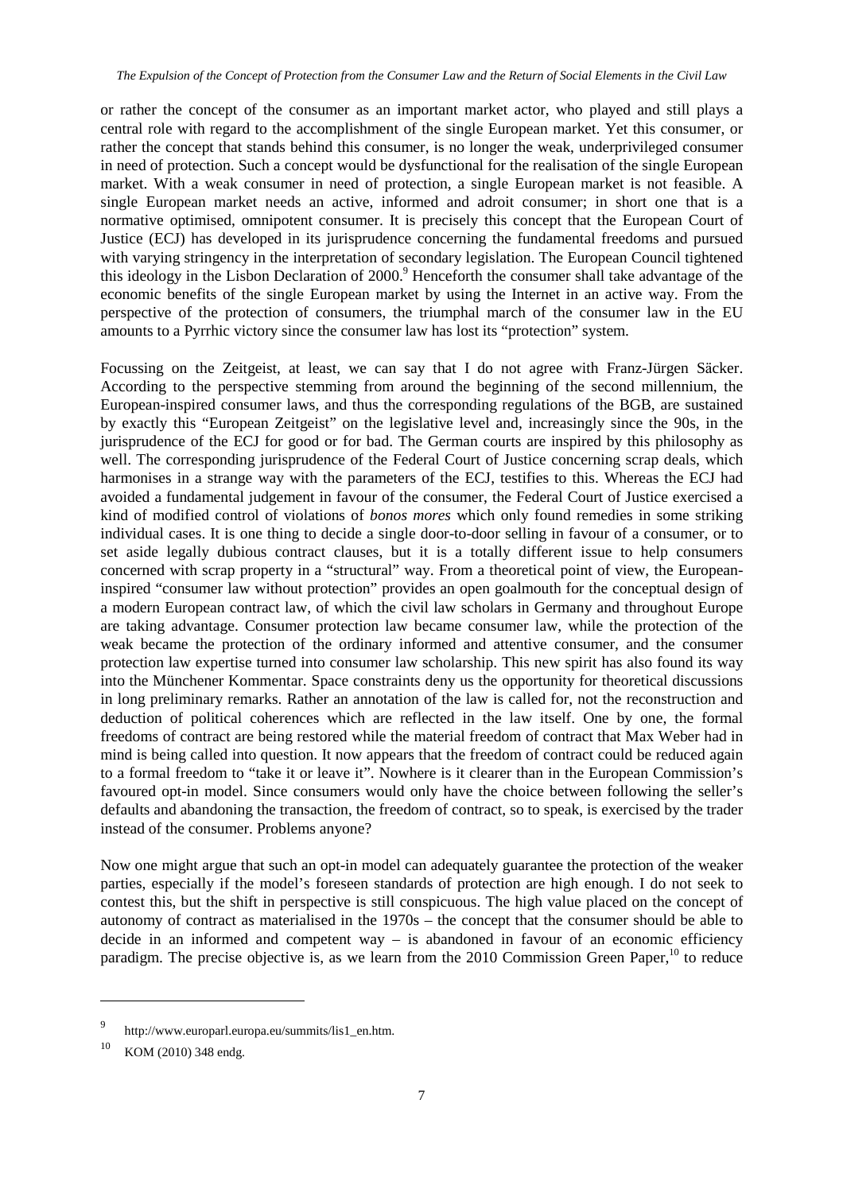or rather the concept of the consumer as an important market actor, who played and still plays a central role with regard to the accomplishment of the single European market. Yet this consumer, or rather the concept that stands behind this consumer, is no longer the weak, underprivileged consumer in need of protection. Such a concept would be dysfunctional for the realisation of the single European market. With a weak consumer in need of protection, a single European market is not feasible. A single European market needs an active, informed and adroit consumer; in short one that is a normative optimised, omnipotent consumer. It is precisely this concept that the European Court of Justice (ECJ) has developed in its jurisprudence concerning the fundamental freedoms and pursued with varying stringency in the interpretation of secondary legislation. The European Council tightened this ideology in the Lisbon Declaration of 2000.[9] Henceforth the consumer shall take advantage of the economic benefits of the single European market by using the Internet in an active way. From the perspective of the protection of consumers, the triumphal march of the consumer law in the EU amounts to a Pyrrhic victory since the consumer law has lost its "protection" system.

Focussing on the Zeitgeist, at least, we can say that I do not agree with Franz-Jürgen Säcker. According to the perspective stemming from around the beginning of the second millennium, the European-inspired consumer laws, and thus the corresponding regulations of the BGB, are sustained by exactly this "European Zeitgeist" on the legislative level and, increasingly since the 90s, in the jurisprudence of the ECJ for good or for bad. The German courts are inspired by this philosophy as well. The corresponding jurisprudence of the Federal Court of Justice concerning scrap deals, which harmonises in a strange way with the parameters of the ECJ, testifies to this. Whereas the ECJ had avoided a fundamental judgement in favour of the consumer, the Federal Court of Justice exercised a kind of modified control of violations of *bonos mores* which only found remedies in some striking individual cases. It is one thing to decide a single door-to-door selling in favour of a consumer, or to set aside legally dubious contract clauses, but it is a totally different issue to help consumers concerned with scrap property in a "structural" way. From a theoretical point of view, the European-inspired "consumer law without protection" provides an open goalmouth for the conceptual design of a modern European contract law, of which the civil law scholars in Germany and throughout Europe are taking advantage. Consumer protection law became consumer law, while the protection of the weak became the protection of the ordinary informed and attentive consumer, and the consumer protection law expertise turned into consumer law scholarship. This new spirit has also found its way into the Münchener Kommentar. Space constraints deny us the opportunity for theoretical discussions in long preliminary remarks. Rather an annotation of the law is called for, not the reconstruction and deduction of political coherences which are reflected in the law itself. One by one, the formal freedoms of contract are being restored while the material freedom of contract that Max Weber had in mind is being called into question. It now appears that the freedom of contract could be reduced again to a formal freedom to "take it or leave it". Nowhere is it clearer than in the European Commission's favoured opt-in model. Since consumers would only have the choice between following the seller's defaults and abandoning the transaction, the freedom of contract, so to speak, is exercised by the trader instead of the consumer. Problems anyone?

Now one might argue that such an opt-in model can adequately guarantee the protection of the weaker parties, especially if the model's foreseen standards of protection are high enough. I do not seek to contest this, but the shift in perspective is still conspicuous. The high value placed on the concept of autonomy of contract as materialised in the 1970s – the concept that the consumer should be able to decide in an informed and competent way – is abandoned in favour of an economic efficiency paradigm. The precise objective is, as we learn from the 2010 Commission Green Paper,[10] to reduce

---

[9] http://www.europarl.europa.eu/summits/lis1_en.htm.

[10] KOM (2010) 348 endg.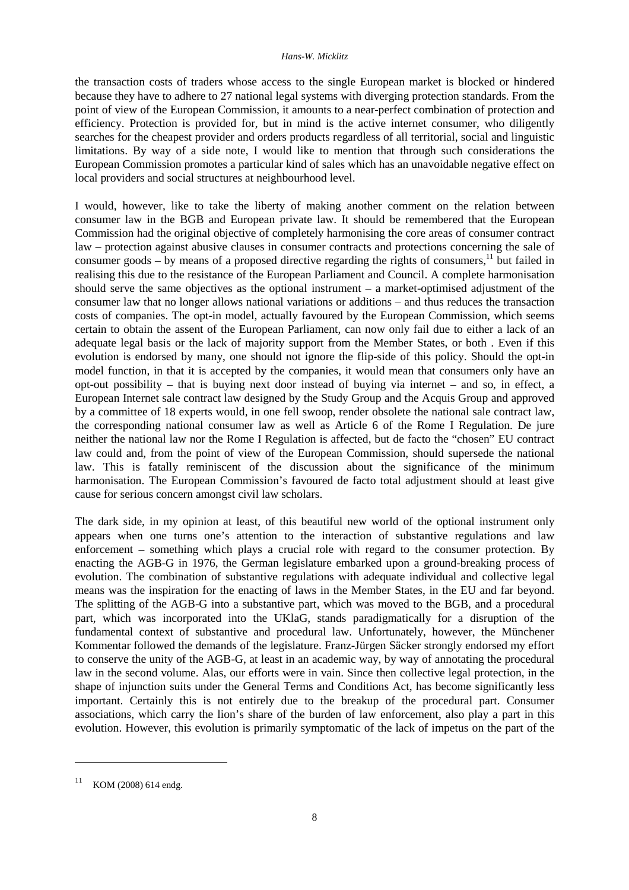the transaction costs of traders whose access to the single European market is blocked or hindered because they have to adhere to 27 national legal systems with diverging protection standards. From the point of view of the European Commission, it amounts to a near-perfect combination of protection and efficiency. Protection is provided for, but in mind is the active internet consumer, who diligently searches for the cheapest provider and orders products regardless of all territorial, social and linguistic limitations. By way of a side note, I would like to mention that through such considerations the European Commission promotes a particular kind of sales which has an unavoidable negative effect on local providers and social structures at neighbourhood level.

I would, however, like to take the liberty of making another comment on the relation between consumer law in the BGB and European private law. It should be remembered that the European Commission had the original objective of completely harmonising the core areas of consumer contract law – protection against abusive clauses in consumer contracts and protections concerning the sale of consumer goods – by means of a proposed directive regarding the rights of consumers,[11] but failed in realising this due to the resistance of the European Parliament and Council. A complete harmonisation should serve the same objectives as the optional instrument – a market-optimised adjustment of the consumer law that no longer allows national variations or additions – and thus reduces the transaction costs of companies. The opt-in model, actually favoured by the European Commission, which seems certain to obtain the assent of the European Parliament, can now only fail due to either a lack of an adequate legal basis or the lack of majority support from the Member States, or both . Even if this evolution is endorsed by many, one should not ignore the flip-side of this policy. Should the opt-in model function, in that it is accepted by the companies, it would mean that consumers only have an opt-out possibility – that is buying next door instead of buying via internet – and so, in effect, a European Internet sale contract law designed by the Study Group and the Acquis Group and approved by a committee of 18 experts would, in one fell swoop, render obsolete the national sale contract law, the corresponding national consumer law as well as Article 6 of the Rome I Regulation. De jure neither the national law nor the Rome I Regulation is affected, but de facto the "chosen" EU contract law could and, from the point of view of the European Commission, should supersede the national law. This is fatally reminiscent of the discussion about the significance of the minimum harmonisation. The European Commission's favoured de facto total adjustment should at least give cause for serious concern amongst civil law scholars.

The dark side, in my opinion at least, of this beautiful new world of the optional instrument only appears when one turns one's attention to the interaction of substantive regulations and law enforcement – something which plays a crucial role with regard to the consumer protection. By enacting the AGB-G in 1976, the German legislature embarked upon a ground-breaking process of evolution. The combination of substantive regulations with adequate individual and collective legal means was the inspiration for the enacting of laws in the Member States, in the EU and far beyond. The splitting of the AGB-G into a substantive part, which was moved to the BGB, and a procedural part, which was incorporated into the UKlaG, stands paradigmatically for a disruption of the fundamental context of substantive and procedural law. Unfortunately, however, the Münchener Kommentar followed the demands of the legislature. Franz-Jürgen Säcker strongly endorsed my effort to conserve the unity of the AGB-G, at least in an academic way, by way of annotating the procedural law in the second volume. Alas, our efforts were in vain. Since then collective legal protection, in the shape of injunction suits under the General Terms and Conditions Act, has become significantly less important. Certainly this is not entirely due to the breakup of the procedural part. Consumer associations, which carry the lion's share of the burden of law enforcement, also play a part in this evolution. However, this evolution is primarily symptomatic of the lack of impetus on the part of the

---

[11] KOM (2008) 614 endg.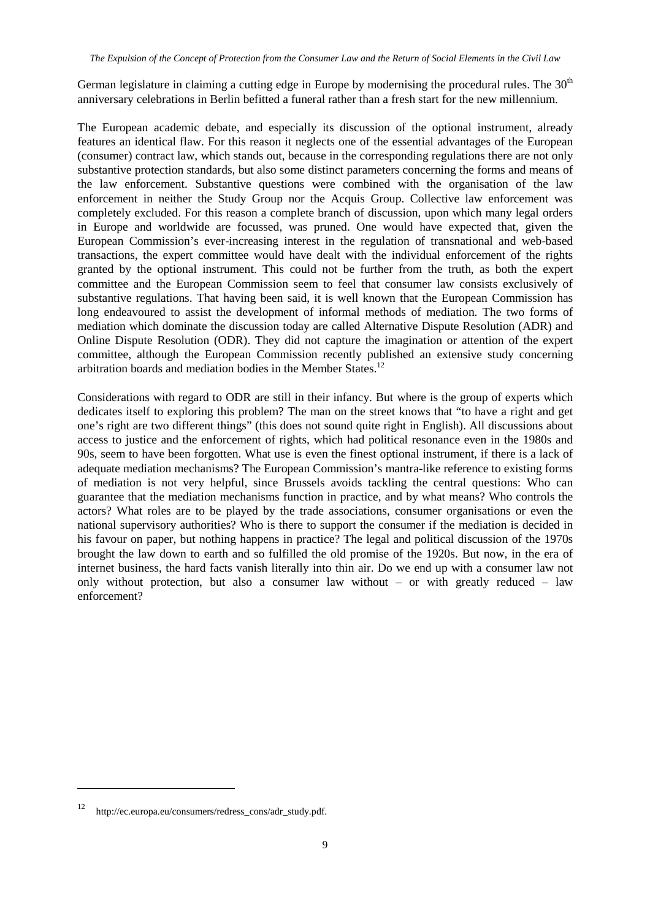German legislature in claiming a cutting edge in Europe by modernising the procedural rules. The 30th anniversary celebrations in Berlin befitted a funeral rather than a fresh start for the new millennium.

The European academic debate, and especially its discussion of the optional instrument, already features an identical flaw. For this reason it neglects one of the essential advantages of the European (consumer) contract law, which stands out, because in the corresponding regulations there are not only substantive protection standards, but also some distinct parameters concerning the forms and means of the law enforcement. Substantive questions were combined with the organisation of the law enforcement in neither the Study Group nor the Acquis Group. Collective law enforcement was completely excluded. For this reason a complete branch of discussion, upon which many legal orders in Europe and worldwide are focussed, was pruned. One would have expected that, given the European Commission's ever-increasing interest in the regulation of transnational and web-based transactions, the expert committee would have dealt with the individual enforcement of the rights granted by the optional instrument. This could not be further from the truth, as both the expert committee and the European Commission seem to feel that consumer law consists exclusively of substantive regulations. That having been said, it is well known that the European Commission has long endeavoured to assist the development of informal methods of mediation. The two forms of mediation which dominate the discussion today are called Alternative Dispute Resolution (ADR) and Online Dispute Resolution (ODR). They did not capture the imagination or attention of the expert committee, although the European Commission recently published an extensive study concerning arbitration boards and mediation bodies in the Member States.[12]

Considerations with regard to ODR are still in their infancy. But where is the group of experts which dedicates itself to exploring this problem? The man on the street knows that "to have a right and get one's right are two different things" (this does not sound quite right in English). All discussions about access to justice and the enforcement of rights, which had political resonance even in the 1980s and 90s, seem to have been forgotten. What use is even the finest optional instrument, if there is a lack of adequate mediation mechanisms? The European Commission's mantra-like reference to existing forms of mediation is not very helpful, since Brussels avoids tackling the central questions: Who can guarantee that the mediation mechanisms function in practice, and by what means? Who controls the actors? What roles are to be played by the trade associations, consumer organisations or even the national supervisory authorities? Who is there to support the consumer if the mediation is decided in his favour on paper, but nothing happens in practice? The legal and political discussion of the 1970s brought the law down to earth and so fulfilled the old promise of the 1920s. But now, in the era of internet business, the hard facts vanish literally into thin air. Do we end up with a consumer law not only without protection, but also a consumer law without – or with greatly reduced – law enforcement?

[12] http://ec.europa.eu/consumers/redress_cons/adr_study.pdf.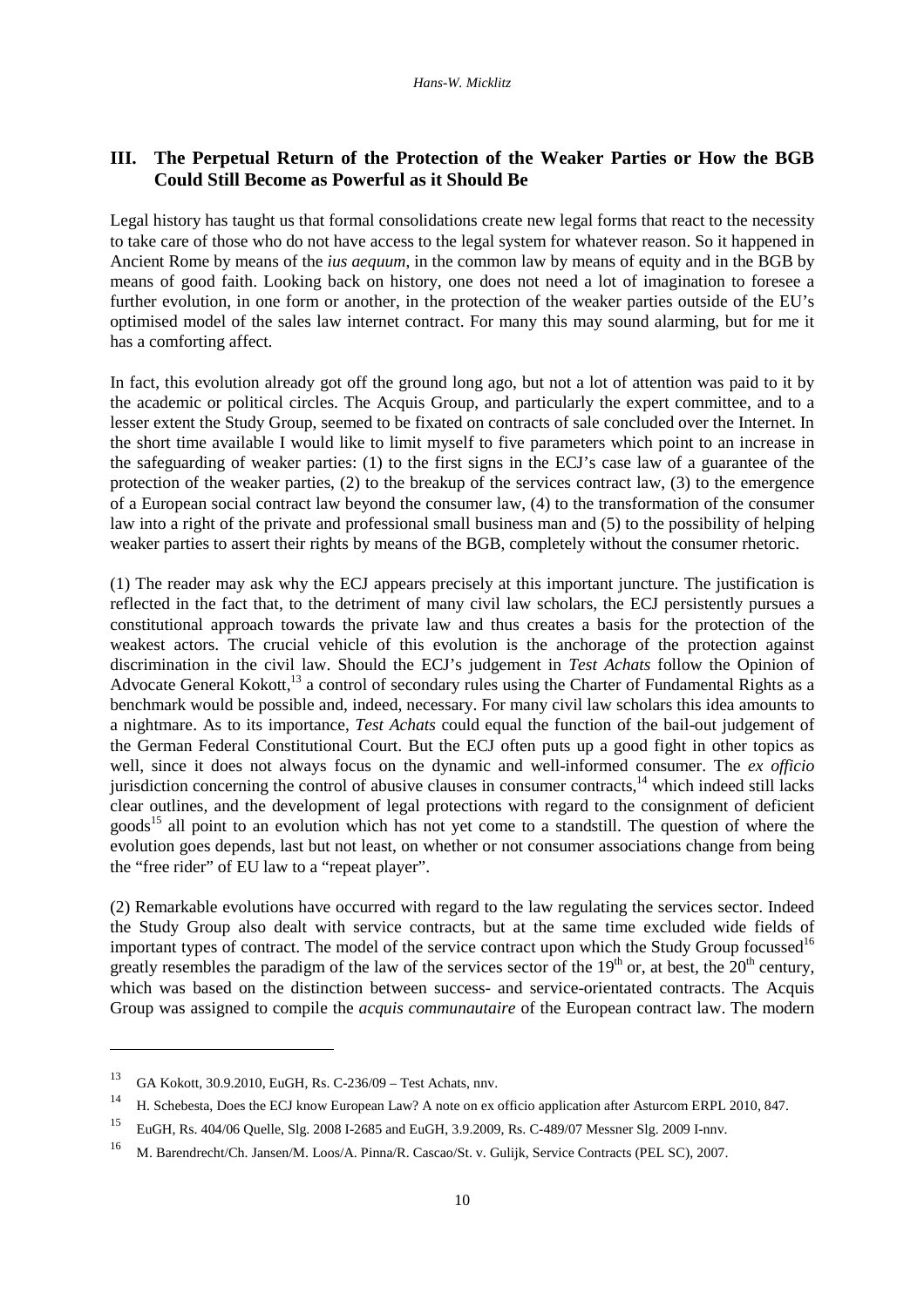## III. The Perpetual Return of the Protection of the Weaker Parties or How the BGB Could Still Become as Powerful as it Should Be

Legal history has taught us that formal consolidations create new legal forms that react to the necessity to take care of those who do not have access to the legal system for whatever reason. So it happened in Ancient Rome by means of the *ius aequum*, in the common law by means of equity and in the BGB by means of good faith. Looking back on history, one does not need a lot of imagination to foresee a further evolution, in one form or another, in the protection of the weaker parties outside of the EU's optimised model of the sales law internet contract. For many this may sound alarming, but for me it has a comforting affect.

In fact, this evolution already got off the ground long ago, but not a lot of attention was paid to it by the academic or political circles. The Acquis Group, and particularly the expert committee, and to a lesser extent the Study Group, seemed to be fixated on contracts of sale concluded over the Internet. In the short time available I would like to limit myself to five parameters which point to an increase in the safeguarding of weaker parties: (1) to the first signs in the ECJ's case law of a guarantee of the protection of the weaker parties, (2) to the breakup of the services contract law, (3) to the emergence of a European social contract law beyond the consumer law, (4) to the transformation of the consumer law into a right of the private and professional small business man and (5) to the possibility of helping weaker parties to assert their rights by means of the BGB, completely without the consumer rhetoric.

(1) The reader may ask why the ECJ appears precisely at this important juncture. The justification is reflected in the fact that, to the detriment of many civil law scholars, the ECJ persistently pursues a constitutional approach towards the private law and thus creates a basis for the protection of the weakest actors. The crucial vehicle of this evolution is the anchorage of the protection against discrimination in the civil law. Should the ECJ's judgement in *Test Achats* follow the Opinion of Advocate General Kokott,[13] a control of secondary rules using the Charter of Fundamental Rights as a benchmark would be possible and, indeed, necessary. For many civil law scholars this idea amounts to a nightmare. As to its importance, *Test Achats* could equal the function of the bail-out judgement of the German Federal Constitutional Court. But the ECJ often puts up a good fight in other topics as well, since it does not always focus on the dynamic and well-informed consumer. The *ex officio* jurisdiction concerning the control of abusive clauses in consumer contracts,[14] which indeed still lacks clear outlines, and the development of legal protections with regard to the consignment of deficient goods[15] all point to an evolution which has not yet come to a standstill. The question of where the evolution goes depends, last but not least, on whether or not consumer associations change from being the "free rider" of EU law to a "repeat player".

(2) Remarkable evolutions have occurred with regard to the law regulating the services sector. Indeed the Study Group also dealt with service contracts, but at the same time excluded wide fields of important types of contract. The model of the service contract upon which the Study Group focussed[16] greatly resembles the paradigm of the law of the services sector of the 19th or, at best, the 20th century, which was based on the distinction between success- and service-orientated contracts. The Acquis Group was assigned to compile the *acquis communautaire* of the European contract law. The modern

---

[13] GA Kokott, 30.9.2010, EuGH, Rs. C-236/09 – Test Achats, nnv.

[14] H. Schebesta, Does the ECJ know European Law? A note on ex officio application after Asturcom ERPL 2010, 847.

[15] EuGH, Rs. 404/06 Quelle, Slg. 2008 I-2685 and EuGH, 3.9.2009, Rs. C-489/07 Messner Slg. 2009 I-nnv.

[16] M. Barendrecht/Ch. Jansen/M. Loos/A. Pinna/R. Cascao/St. v. Gulijk, Service Contracts (PEL SC), 2007.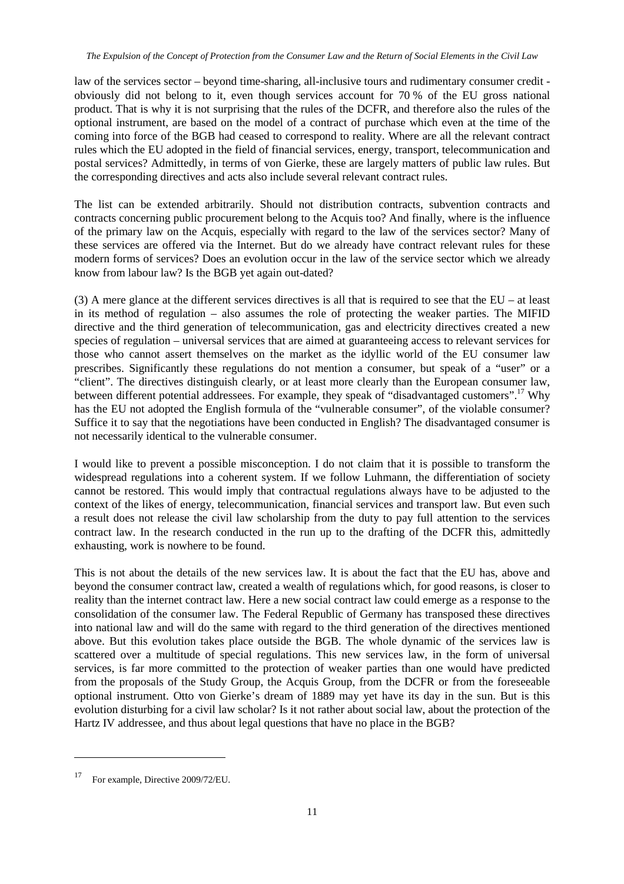law of the services sector – beyond time-sharing, all-inclusive tours and rudimentary consumer credit - obviously did not belong to it, even though services account for 70 % of the EU gross national product. That is why it is not surprising that the rules of the DCFR, and therefore also the rules of the optional instrument, are based on the model of a contract of purchase which even at the time of the coming into force of the BGB had ceased to correspond to reality. Where are all the relevant contract rules which the EU adopted in the field of financial services, energy, transport, telecommunication and postal services? Admittedly, in terms of von Gierke, these are largely matters of public law rules. But the corresponding directives and acts also include several relevant contract rules.

The list can be extended arbitrarily. Should not distribution contracts, subvention contracts and contracts concerning public procurement belong to the Acquis too? And finally, where is the influence of the primary law on the Acquis, especially with regard to the law of the services sector? Many of these services are offered via the Internet. But do we already have contract relevant rules for these modern forms of services? Does an evolution occur in the law of the service sector which we already know from labour law? Is the BGB yet again out-dated?

(3) A mere glance at the different services directives is all that is required to see that the EU – at least in its method of regulation – also assumes the role of protecting the weaker parties. The MIFID directive and the third generation of telecommunication, gas and electricity directives created a new species of regulation – universal services that are aimed at guaranteeing access to relevant services for those who cannot assert themselves on the market as the idyllic world of the EU consumer law prescribes. Significantly these regulations do not mention a consumer, but speak of a "user" or a "client". The directives distinguish clearly, or at least more clearly than the European consumer law, between different potential addressees. For example, they speak of "disadvantaged customers".[17] Why has the EU not adopted the English formula of the "vulnerable consumer", of the violable consumer? Suffice it to say that the negotiations have been conducted in English? The disadvantaged consumer is not necessarily identical to the vulnerable consumer.

I would like to prevent a possible misconception. I do not claim that it is possible to transform the widespread regulations into a coherent system. If we follow Luhmann, the differentiation of society cannot be restored. This would imply that contractual regulations always have to be adjusted to the context of the likes of energy, telecommunication, financial services and transport law. But even such a result does not release the civil law scholarship from the duty to pay full attention to the services contract law. In the research conducted in the run up to the drafting of the DCFR this, admittedly exhausting, work is nowhere to be found.

This is not about the details of the new services law. It is about the fact that the EU has, above and beyond the consumer contract law, created a wealth of regulations which, for good reasons, is closer to reality than the internet contract law. Here a new social contract law could emerge as a response to the consolidation of the consumer law. The Federal Republic of Germany has transposed these directives into national law and will do the same with regard to the third generation of the directives mentioned above. But this evolution takes place outside the BGB. The whole dynamic of the services law is scattered over a multitude of special regulations. This new services law, in the form of universal services, is far more committed to the protection of weaker parties than one would have predicted from the proposals of the Study Group, the Acquis Group, from the DCFR or from the foreseeable optional instrument. Otto von Gierke's dream of 1889 may yet have its day in the sun. But is this evolution disturbing for a civil law scholar? Is it not rather about social law, about the protection of the Hartz IV addressee, and thus about legal questions that have no place in the BGB?

---

[17] For example, Directive 2009/72/EU.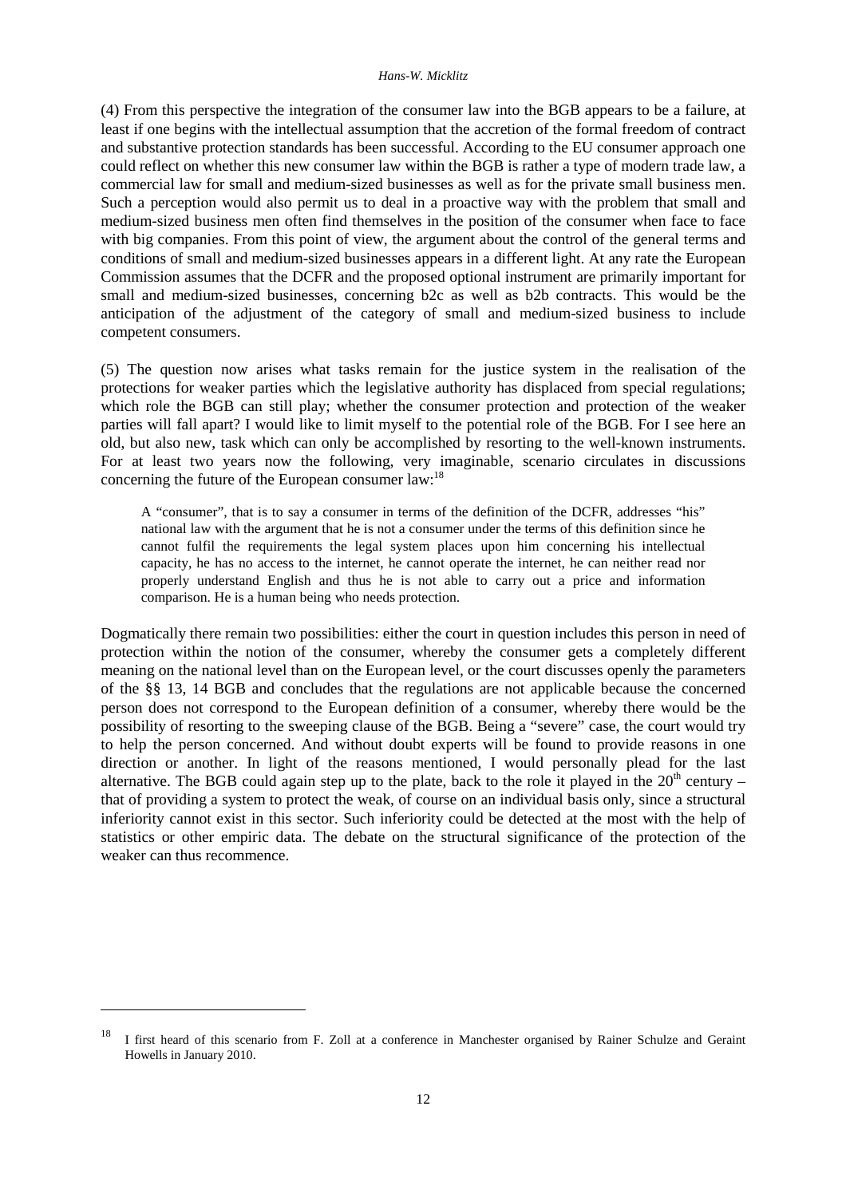(4) From this perspective the integration of the consumer law into the BGB appears to be a failure, at least if one begins with the intellectual assumption that the accretion of the formal freedom of contract and substantive protection standards has been successful. According to the EU consumer approach one could reflect on whether this new consumer law within the BGB is rather a type of modern trade law, a commercial law for small and medium-sized businesses as well as for the private small business men. Such a perception would also permit us to deal in a proactive way with the problem that small and medium-sized business men often find themselves in the position of the consumer when face to face with big companies. From this point of view, the argument about the control of the general terms and conditions of small and medium-sized businesses appears in a different light. At any rate the European Commission assumes that the DCFR and the proposed optional instrument are primarily important for small and medium-sized businesses, concerning b2c as well as b2b contracts. This would be the anticipation of the adjustment of the category of small and medium-sized business to include competent consumers.

(5) The question now arises what tasks remain for the justice system in the realisation of the protections for weaker parties which the legislative authority has displaced from special regulations; which role the BGB can still play; whether the consumer protection and protection of the weaker parties will fall apart? I would like to limit myself to the potential role of the BGB. For I see here an old, but also new, task which can only be accomplished by resorting to the well-known instruments. For at least two years now the following, very imaginable, scenario circulates in discussions concerning the future of the European consumer law:[18]

> A "consumer", that is to say a consumer in terms of the definition of the DCFR, addresses "his" national law with the argument that he is not a consumer under the terms of this definition since he cannot fulfil the requirements the legal system places upon him concerning his intellectual capacity, he has no access to the internet, he cannot operate the internet, he can neither read nor properly understand English and thus he is not able to carry out a price and information comparison. He is a human being who needs protection.

Dogmatically there remain two possibilities: either the court in question includes this person in need of protection within the notion of the consumer, whereby the consumer gets a completely different meaning on the national level than on the European level, or the court discusses openly the parameters of the §§ 13, 14 BGB and concludes that the regulations are not applicable because the concerned person does not correspond to the European definition of a consumer, whereby there would be the possibility of resorting to the sweeping clause of the BGB. Being a "severe" case, the court would try to help the person concerned. And without doubt experts will be found to provide reasons in one direction or another. In light of the reasons mentioned, I would personally plead for the last alternative. The BGB could again step up to the plate, back to the role it played in the 20th century – that of providing a system to protect the weak, of course on an individual basis only, since a structural inferiority cannot exist in this sector. Such inferiority could be detected at the most with the help of statistics or other empiric data. The debate on the structural significance of the protection of the weaker can thus recommence.

---

[18] I first heard of this scenario from F. Zoll at a conference in Manchester organised by Rainer Schulze and Geraint Howells in January 2010.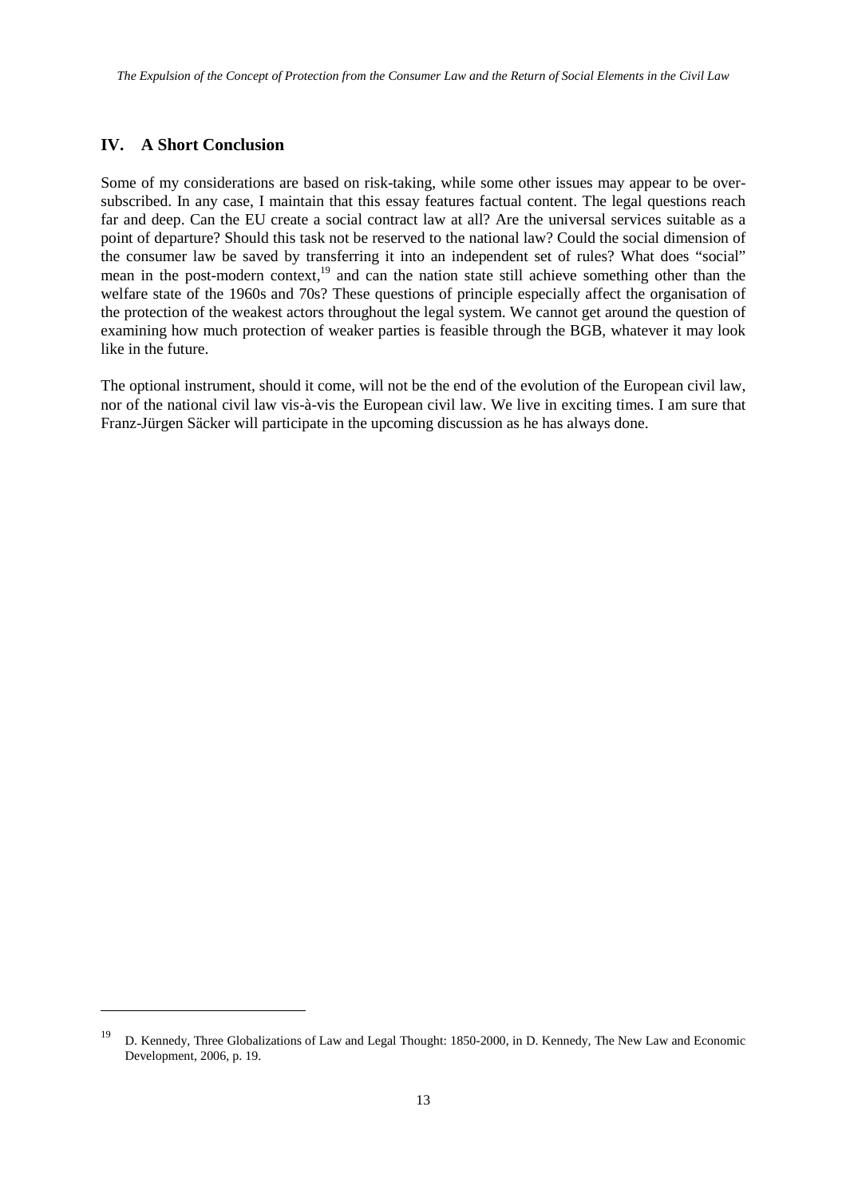## IV. A Short Conclusion

Some of my considerations are based on risk-taking, while some other issues may appear to be over-subscribed. In any case, I maintain that this essay features factual content. The legal questions reach far and deep. Can the EU create a social contract law at all? Are the universal services suitable as a point of departure? Should this task not be reserved to the national law? Could the social dimension of the consumer law be saved by transferring it into an independent set of rules? What does "social" mean in the post-modern context,[19] and can the nation state still achieve something other than the welfare state of the 1960s and 70s? These questions of principle especially affect the organisation of the protection of the weakest actors throughout the legal system. We cannot get around the question of examining how much protection of weaker parties is feasible through the BGB, whatever it may look like in the future.

The optional instrument, should it come, will not be the end of the evolution of the European civil law, nor of the national civil law vis-à-vis the European civil law. We live in exciting times. I am sure that Franz-Jürgen Säcker will participate in the upcoming discussion as he has always done.

---

[19] D. Kennedy, Three Globalizations of Law and Legal Thought: 1850-2000, in D. Kennedy, The New Law and Economic Development, 2006, p. 19.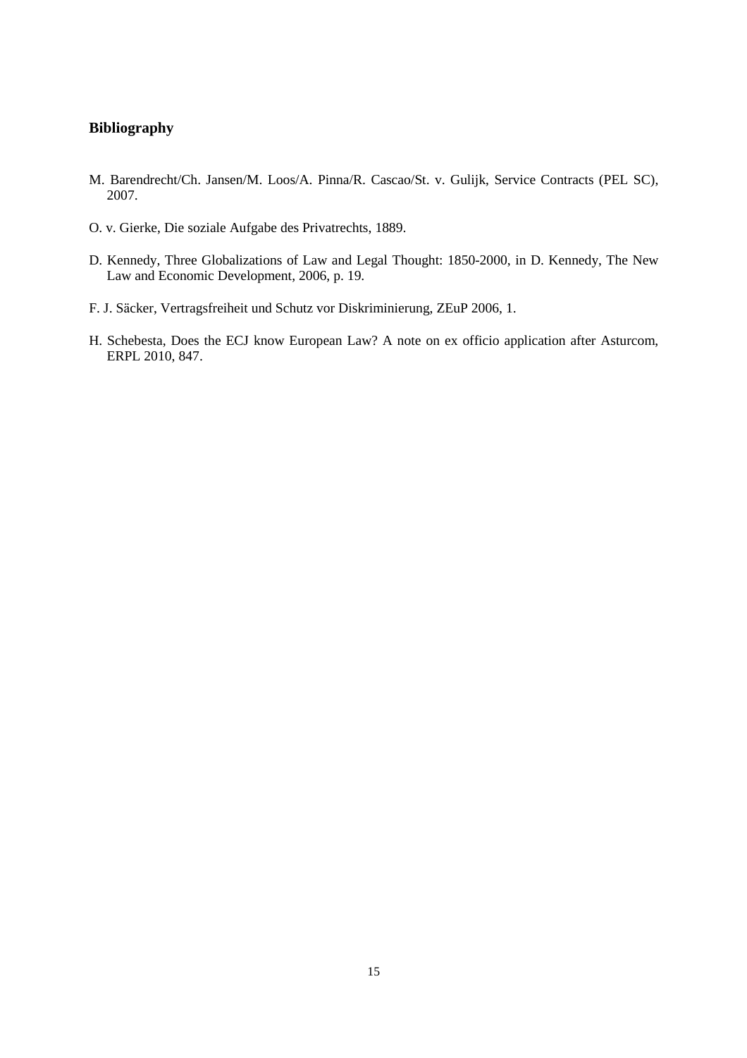## Bibliography

M. Barendrecht/Ch. Jansen/M. Loos/A. Pinna/R. Cascao/St. v. Gulijk, Service Contracts (PEL SC), 2007.

O. v. Gierke, Die soziale Aufgabe des Privatrechts, 1889.

D. Kennedy, Three Globalizations of Law and Legal Thought: 1850-2000, in D. Kennedy, The New Law and Economic Development, 2006, p. 19.

F. J. Säcker, Vertragsfreiheit und Schutz vor Diskriminierung, ZEuP 2006, 1.

H. Schebesta, Does the ECJ know European Law? A note on ex officio application after Asturcom, ERPL 2010, 847.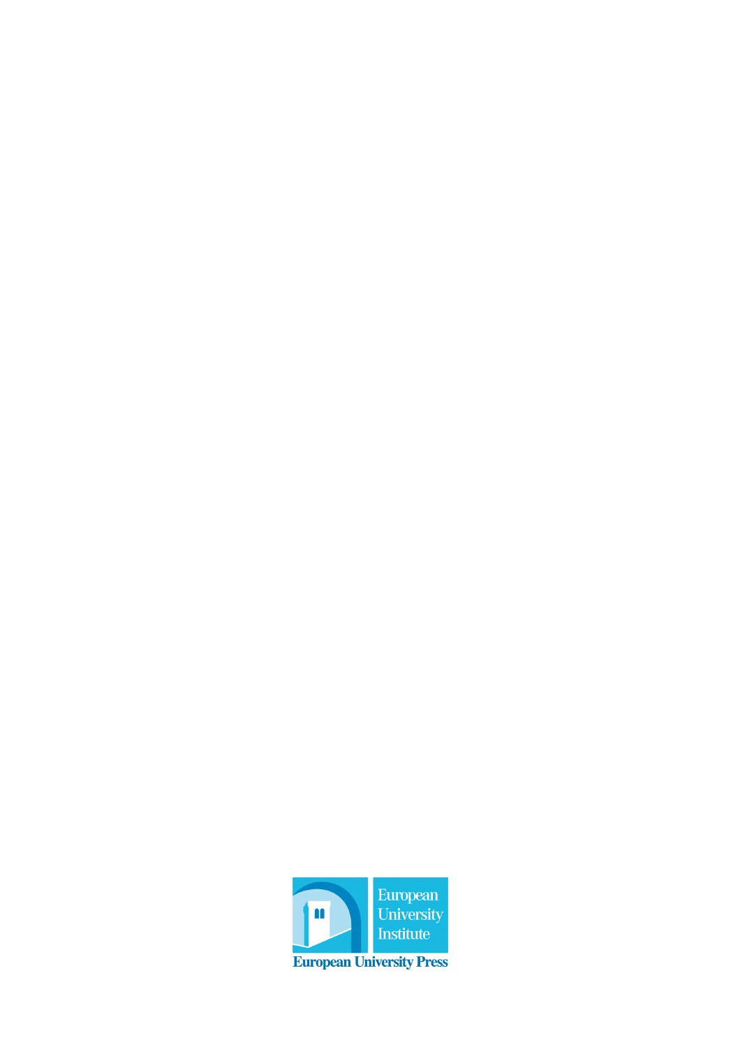European
University
Institute

European University Press